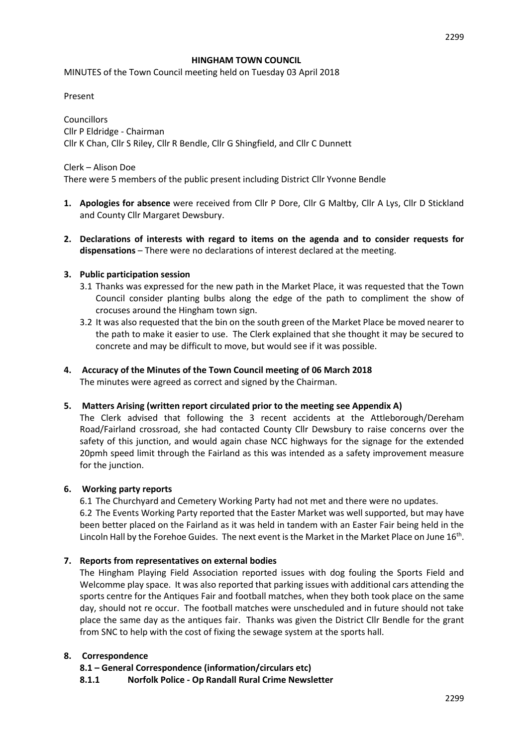# HINGHAM TOWN COUNCIL

MINUTES of the Town Council meeting held on Tuesday 03 April 2018

Present

Councillors
Cllr P Eldridge - Chairman
Cllr K Chan, Cllr S Riley, Cllr R Bendle, Cllr G Shingfield, and Cllr C Dunnett

Clerk – Alison Doe
There were 5 members of the public present including District Cllr Yvonne Bendle

1. **Apologies for absence** were received from Cllr P Dore, Cllr G Maltby, Cllr A Lys, Cllr D Stickland and County Cllr Margaret Dewsbury.

2. **Declarations of interests with regard to items on the agenda and to consider requests for dispensations** – There were no declarations of interest declared at the meeting.

3. **Public participation session**
   - 3.1 Thanks was expressed for the new path in the Market Place, it was requested that the Town Council consider planting bulbs along the edge of the path to compliment the show of crocuses around the Hingham town sign.
   - 3.2 It was also requested that the bin on the south green of the Market Place be moved nearer to the path to make it easier to use. The Clerk explained that she thought it may be secured to concrete and may be difficult to move, but would see if it was possible.

4. **Accuracy of the Minutes of the Town Council meeting of 06 March 2018**
   The minutes were agreed as correct and signed by the Chairman.

5. **Matters Arising (written report circulated prior to the meeting see Appendix A)**
   The Clerk advised that following the 3 recent accidents at the Attleborough/Dereham Road/Fairland crossroad, she had contacted County Cllr Dewsbury to raise concerns over the safety of this junction, and would again chase NCC highways for the signage for the extended 20pmh speed limit through the Fairland as this was intended as a safety improvement measure for the junction.

6. **Working party reports**
   6.1 The Churchyard and Cemetery Working Party had not met and there were no updates.
   6.2 The Events Working Party reported that the Easter Market was well supported, but may have been better placed on the Fairland as it was held in tandem with an Easter Fair being held in the Lincoln Hall by the Forehoe Guides. The next event is the Market in the Market Place on June 16th.

7. **Reports from representatives on external bodies**
   The Hingham Playing Field Association reported issues with dog fouling the Sports Field and Welcomme play space. It was also reported that parking issues with additional cars attending the sports centre for the Antiques Fair and football matches, when they both took place on the same day, should not re occur. The football matches were unscheduled and in future should not take place the same day as the antiques fair. Thanks was given the District Cllr Bendle for the grant from SNC to help with the cost of fixing the sewage system at the sports hall.

8. **Correspondence**
   **8.1 – General Correspondence (information/circulars etc)**
   **8.1.1 Norfolk Police - Op Randall Rural Crime Newsletter**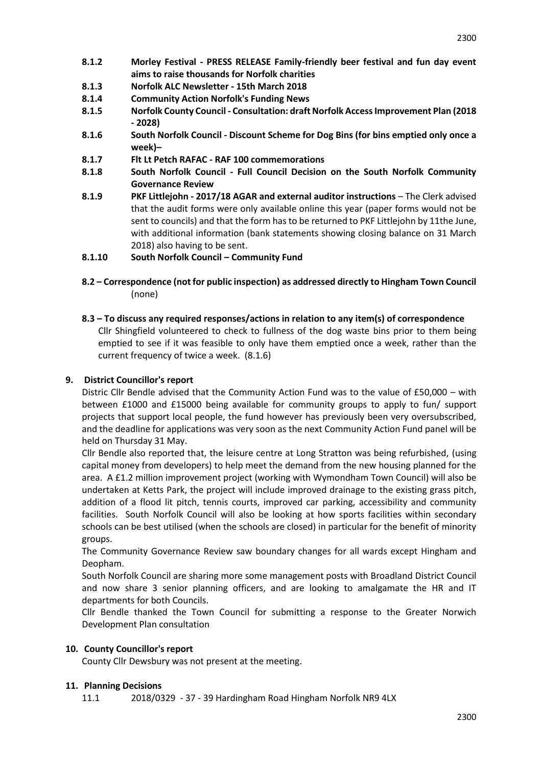**8.1.2 Morley Festival - PRESS RELEASE Family-friendly beer festival and fun day event aims to raise thousands for Norfolk charities**

**8.1.3 Norfolk ALC Newsletter - 15th March 2018**

**8.1.4 Community Action Norfolk's Funding News**

**8.1.5 Norfolk County Council - Consultation: draft Norfolk Access Improvement Plan (2018 - 2028)**

**8.1.6 South Norfolk Council - Discount Scheme for Dog Bins (for bins emptied only once a week)–**

**8.1.7 Flt Lt Petch RAFAC - RAF 100 commemorations**

**8.1.8 South Norfolk Council - Full Council Decision on the South Norfolk Community Governance Review**

**8.1.9 PKF Littlejohn - 2017/18 AGAR and external auditor instructions** – The Clerk advised that the audit forms were only available online this year (paper forms would not be sent to councils) and that the form has to be returned to PKF Littlejohn by 11the June, with additional information (bank statements showing closing balance on 31 March 2018) also having to be sent.

**8.1.10 South Norfolk Council – Community Fund**

**8.2 – Correspondence (not for public inspection) as addressed directly to Hingham Town Council** (none)

**8.3 – To discuss any required responses/actions in relation to any item(s) of correspondence**

Cllr Shingfield volunteered to check to fullness of the dog waste bins prior to them being emptied to see if it was feasible to only have them emptied once a week, rather than the current frequency of twice a week. (8.1.6)

## 9. District Councillor's report

Distric Cllr Bendle advised that the Community Action Fund was to the value of £50,000 – with between £1000 and £15000 being available for community groups to apply to fun/ support projects that support local people, the fund however has previously been very oversubscribed, and the deadline for applications was very soon as the next Community Action Fund panel will be held on Thursday 31 May.

Cllr Bendle also reported that, the leisure centre at Long Stratton was being refurbished, (using capital money from developers) to help meet the demand from the new housing planned for the area. A £1.2 million improvement project (working with Wymondham Town Council) will also be undertaken at Ketts Park, the project will include improved drainage to the existing grass pitch, addition of a flood lit pitch, tennis courts, improved car parking, accessibility and community facilities. South Norfolk Council will also be looking at how sports facilities within secondary schools can be best utilised (when the schools are closed) in particular for the benefit of minority groups.

The Community Governance Review saw boundary changes for all wards except Hingham and Deopham.

South Norfolk Council are sharing more some management posts with Broadland District Council and now share 3 senior planning officers, and are looking to amalgamate the HR and IT departments for both Councils.

Cllr Bendle thanked the Town Council for submitting a response to the Greater Norwich Development Plan consultation

## 10. County Councillor's report

County Cllr Dewsbury was not present at the meeting.

## 11. Planning Decisions

11.1 2018/0329 - 37 - 39 Hardingham Road Hingham Norfolk NR9 4LX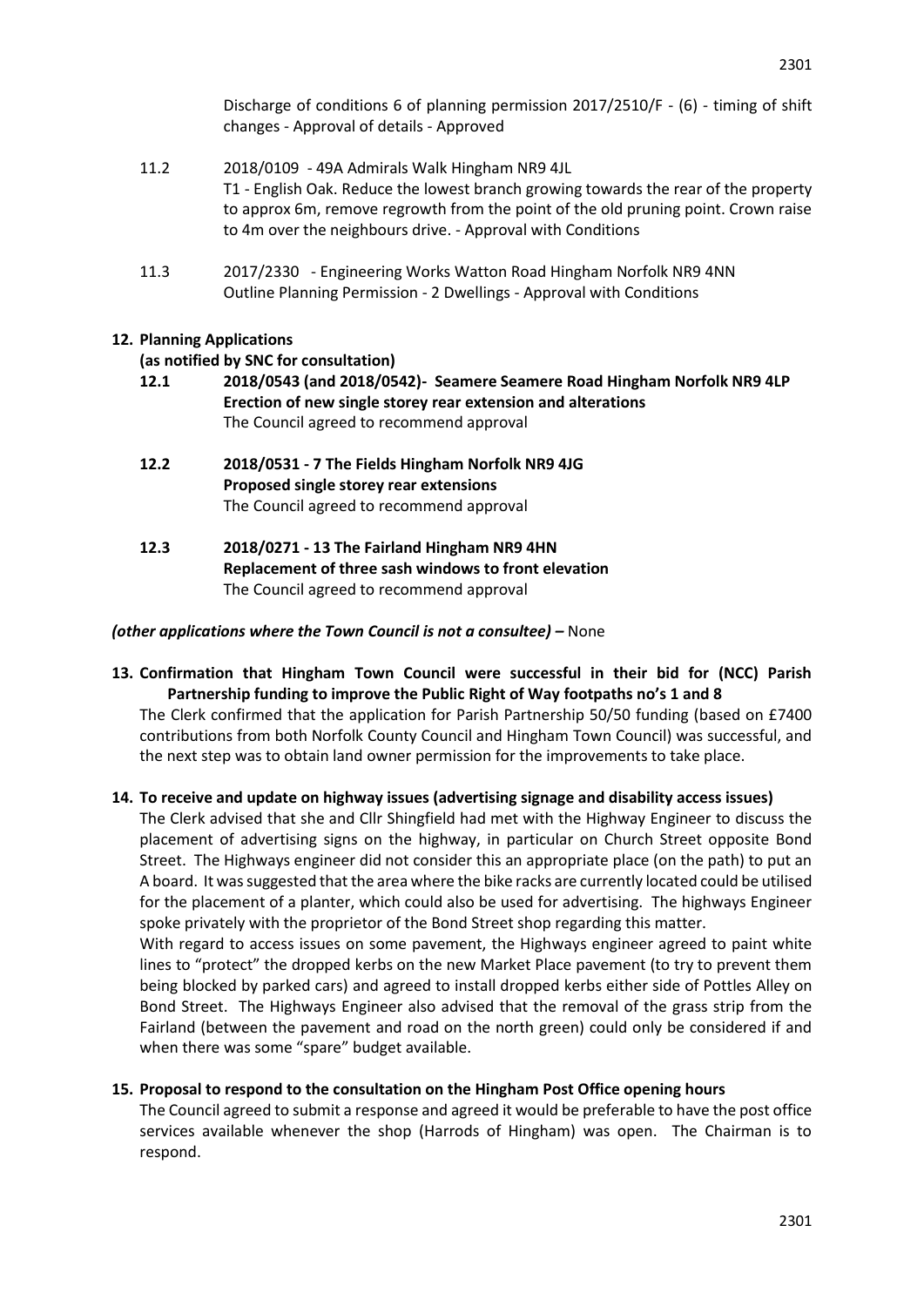Discharge of conditions 6 of planning permission 2017/2510/F - (6) - timing of shift changes - Approval of details - Approved

11.2 2018/0109 - 49A Admirals Walk Hingham NR9 4JL
T1 - English Oak. Reduce the lowest branch growing towards the rear of the property to approx 6m, remove regrowth from the point of the old pruning point. Crown raise to 4m over the neighbours drive. - Approval with Conditions

11.3 2017/2330 - Engineering Works Watton Road Hingham Norfolk NR9 4NN
Outline Planning Permission - 2 Dwellings - Approval with Conditions

## 12. Planning Applications

**(as notified by SNC for consultation)**

**12.1 2018/0543 (and 2018/0542)- Seamere Seamere Road Hingham Norfolk NR9 4LP**
**Erection of new single storey rear extension and alterations**
The Council agreed to recommend approval

**12.2 2018/0531 - 7 The Fields Hingham Norfolk NR9 4JG**
**Proposed single storey rear extensions**
The Council agreed to recommend approval

**12.3 2018/0271 - 13 The Fairland Hingham NR9 4HN**
**Replacement of three sash windows to front elevation**
The Council agreed to recommend approval

***(other applications where the Town Council is not a consultee)* –** None

## 13. Confirmation that Hingham Town Council were successful in their bid for (NCC) Parish Partnership funding to improve the Public Right of Way footpaths no's 1 and 8

The Clerk confirmed that the application for Parish Partnership 50/50 funding (based on £7400 contributions from both Norfolk County Council and Hingham Town Council) was successful, and the next step was to obtain land owner permission for the improvements to take place.

## 14. To receive and update on highway issues (advertising signage and disability access issues)

The Clerk advised that she and Cllr Shingfield had met with the Highway Engineer to discuss the placement of advertising signs on the highway, in particular on Church Street opposite Bond Street. The Highways engineer did not consider this an appropriate place (on the path) to put an A board. It was suggested that the area where the bike racks are currently located could be utilised for the placement of a planter, which could also be used for advertising. The highways Engineer spoke privately with the proprietor of the Bond Street shop regarding this matter.

With regard to access issues on some pavement, the Highways engineer agreed to paint white lines to "protect" the dropped kerbs on the new Market Place pavement (to try to prevent them being blocked by parked cars) and agreed to install dropped kerbs either side of Pottles Alley on Bond Street. The Highways Engineer also advised that the removal of the grass strip from the Fairland (between the pavement and road on the north green) could only be considered if and when there was some "spare" budget available.

## 15. Proposal to respond to the consultation on the Hingham Post Office opening hours

The Council agreed to submit a response and agreed it would be preferable to have the post office services available whenever the shop (Harrods of Hingham) was open. The Chairman is to respond.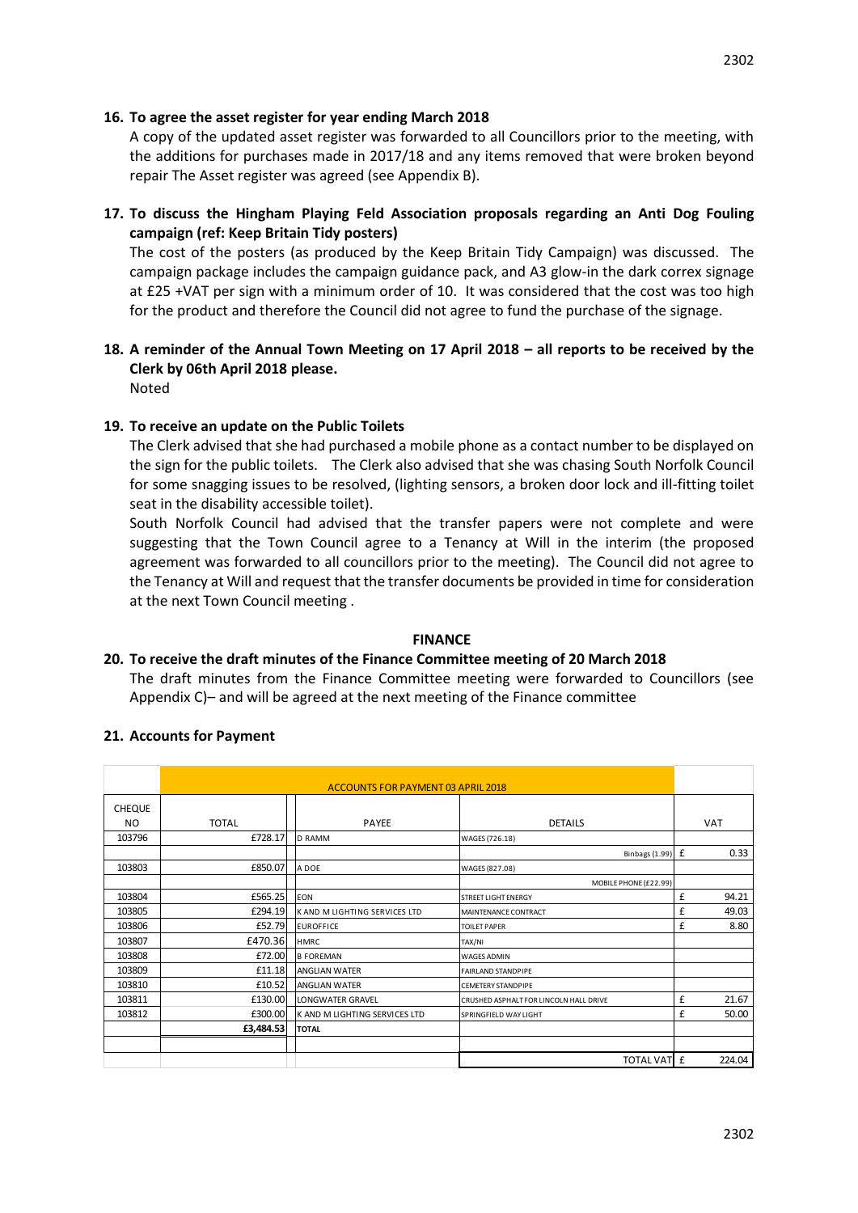**16. To agree the asset register for year ending March 2018**

A copy of the updated asset register was forwarded to all Councillors prior to the meeting, with the additions for purchases made in 2017/18 and any items removed that were broken beyond repair The Asset register was agreed (see Appendix B).

**17. To discuss the Hingham Playing Feld Association proposals regarding an Anti Dog Fouling campaign (ref: Keep Britain Tidy posters)**

The cost of the posters (as produced by the Keep Britain Tidy Campaign) was discussed. The campaign package includes the campaign guidance pack, and A3 glow-in the dark correx signage at £25 +VAT per sign with a minimum order of 10. It was considered that the cost was too high for the product and therefore the Council did not agree to fund the purchase of the signage.

**18. A reminder of the Annual Town Meeting on 17 April 2018 – all reports to be received by the Clerk by 06th April 2018 please.**

Noted

**19. To receive an update on the Public Toilets**

The Clerk advised that she had purchased a mobile phone as a contact number to be displayed on the sign for the public toilets. The Clerk also advised that she was chasing South Norfolk Council for some snagging issues to be resolved, (lighting sensors, a broken door lock and ill-fitting toilet seat in the disability accessible toilet).

South Norfolk Council had advised that the transfer papers were not complete and were suggesting that the Town Council agree to a Tenancy at Will in the interim (the proposed agreement was forwarded to all councillors prior to the meeting). The Council did not agree to the Tenancy at Will and request that the transfer documents be provided in time for consideration at the next Town Council meeting .

## FINANCE

**20. To receive the draft minutes of the Finance Committee meeting of 20 March 2018**

The draft minutes from the Finance Committee meeting were forwarded to Councillors (see Appendix C)– and will be agreed at the next meeting of the Finance committee

**21. Accounts for Payment**

| | ACCOUNTS FOR PAYMENT 03 APRIL 2018 | | | |
|---|---|---|---|---|
| CHEQUE NO | TOTAL | PAYEE | DETAILS | VAT |
| 103796 | £728.17 | D RAMM | WAGES (726.18) | |
| | | | Binbags (1.99) | £ 0.33 |
| 103803 | £850.07 | A DOE | WAGES (827.08) | |
| | | | MOBILE PHONE (£22.99) | |
| 103804 | £565.25 | EON | STREET LIGHT ENERGY | £ 94.21 |
| 103805 | £294.19 | K AND M LIGHTING SERVICES LTD | MAINTENANCE CONTRACT | £ 49.03 |
| 103806 | £52.79 | EUROFFICE | TOILET PAPER | £ 8.80 |
| 103807 | £470.36 | HMRC | TAX/NI | |
| 103808 | £72.00 | B FOREMAN | WAGES ADMIN | |
| 103809 | £11.18 | ANGLIAN WATER | FAIRLAND STANDPIPE | |
| 103810 | £10.52 | ANGLIAN WATER | CEMETERY STANDPIPE | |
| 103811 | £130.00 | LONGWATER GRAVEL | CRUSHED ASPHALT FOR LINCOLN HALL DRIVE | £ 21.67 |
| 103812 | £300.00 | K AND M LIGHTING SERVICES LTD | SPRINGFIELD WAY LIGHT | £ 50.00 |
| | £3,484.53 | TOTAL | | |
| | | | | |
| | | | TOTAL VAT | £ 224.04 |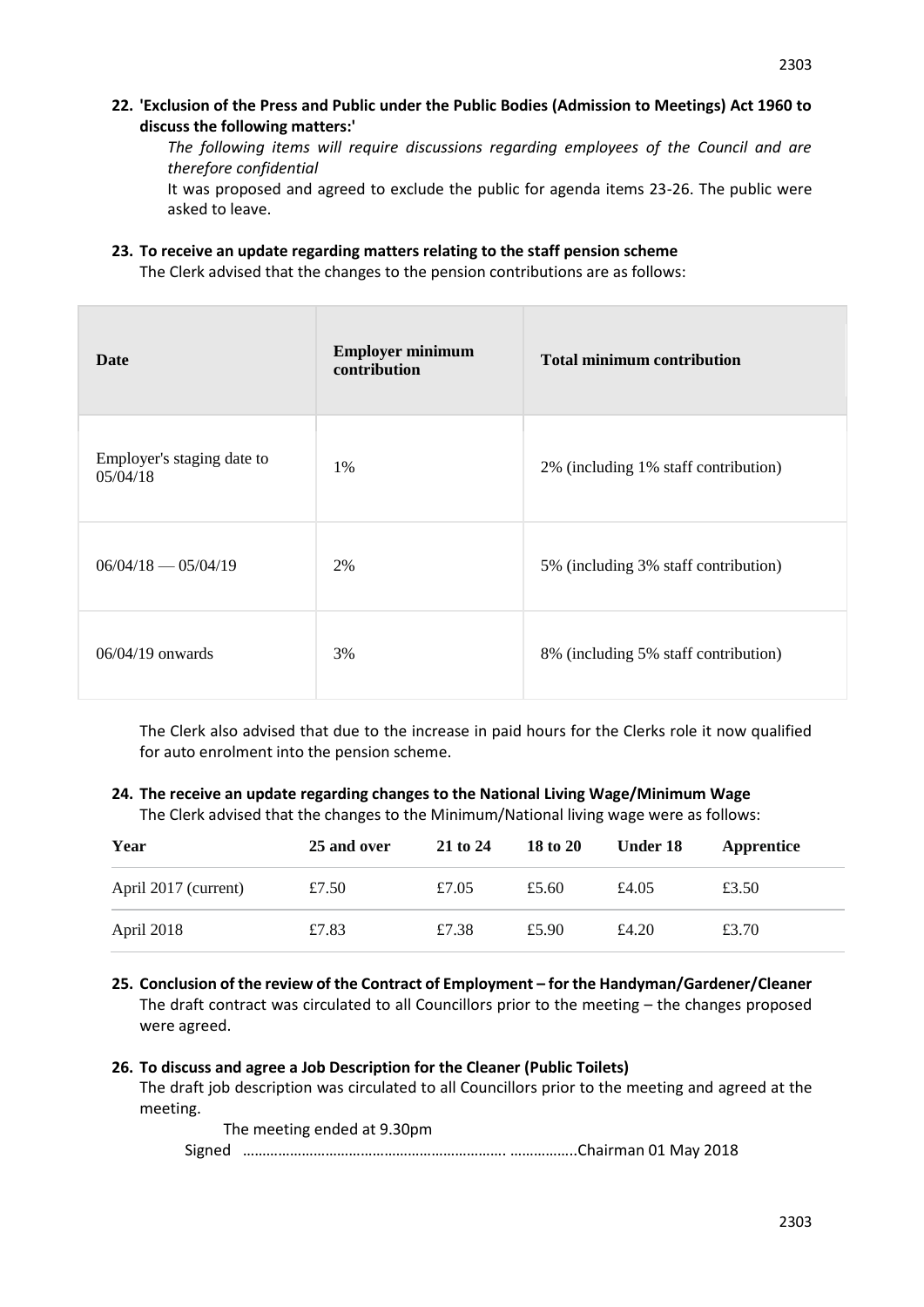**22. 'Exclusion of the Press and Public under the Public Bodies (Admission to Meetings) Act 1960 to discuss the following matters:'**

*The following items will require discussions regarding employees of the Council and are therefore confidential*

It was proposed and agreed to exclude the public for agenda items 23-26. The public were asked to leave.

**23. To receive an update regarding matters relating to the staff pension scheme**

The Clerk advised that the changes to the pension contributions are as follows:

| Date | Employer minimum contribution | Total minimum contribution |
|---|---|---|
| Employer's staging date to 05/04/18 | 1% | 2% (including 1% staff contribution) |
| 06/04/18 — 05/04/19 | 2% | 5% (including 3% staff contribution) |
| 06/04/19 onwards | 3% | 8% (including 5% staff contribution) |

The Clerk also advised that due to the increase in paid hours for the Clerks role it now qualified for auto enrolment into the pension scheme.

**24. The receive an update regarding changes to the National Living Wage/Minimum Wage**

The Clerk advised that the changes to the Minimum/National living wage were as follows:

| Year | 25 and over | 21 to 24 | 18 to 20 | Under 18 | Apprentice |
|---|---|---|---|---|---|
| April 2017 (current) | £7.50 | £7.05 | £5.60 | £4.05 | £3.50 |
| April 2018 | £7.83 | £7.38 | £5.90 | £4.20 | £3.70 |

**25. Conclusion of the review of the Contract of Employment – for the Handyman/Gardener/Cleaner**

The draft contract was circulated to all Councillors prior to the meeting – the changes proposed were agreed.

**26. To discuss and agree a Job Description for the Cleaner (Public Toilets)**

The draft job description was circulated to all Councillors prior to the meeting and agreed at the meeting.

The meeting ended at 9.30pm

Signed ………………………………………………………. ……………..Chairman 01 May 2018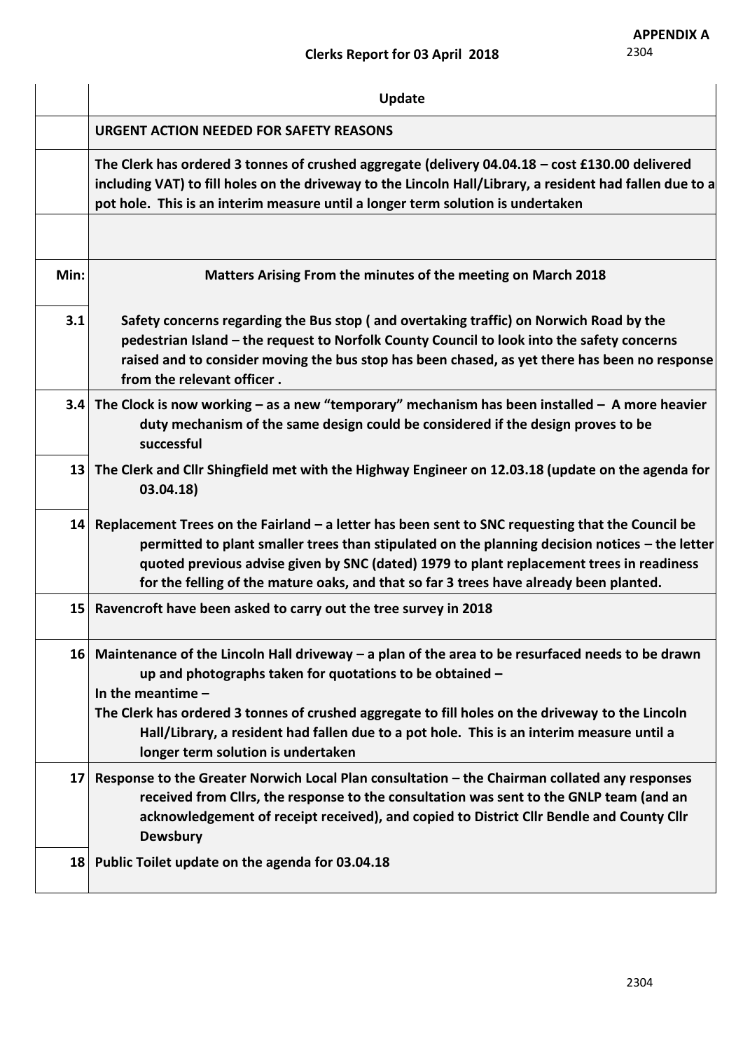**APPENDIX A**

2304

**Clerks Report for 03 April 2018**

| | **Update** |
|---|---|
| | **URGENT ACTION NEEDED FOR SAFETY REASONS** |
| | **The Clerk has ordered 3 tonnes of crushed aggregate (delivery 04.04.18 – cost £130.00 delivered including VAT) to fill holes on the driveway to the Lincoln Hall/Library, a resident had fallen due to a pot hole. This is an interim measure until a longer term solution is undertaken** |
| | |
| **Min:** | **Matters Arising From the minutes of the meeting on March 2018** |
| **3.1** | **Safety concerns regarding the Bus stop ( and overtaking traffic) on Norwich Road by the pedestrian Island – the request to Norfolk County Council to look into the safety concerns raised and to consider moving the bus stop has been chased, as yet there has been no response from the relevant officer .** |
| **3.4** | **The Clock is now working – as a new "temporary" mechanism has been installed – A more heavier duty mechanism of the same design could be considered if the design proves to be successful** |
| **13** | **The Clerk and Cllr Shingfield met with the Highway Engineer on 12.03.18 (update on the agenda for 03.04.18)** |
| **14** | **Replacement Trees on the Fairland – a letter has been sent to SNC requesting that the Council be permitted to plant smaller trees than stipulated on the planning decision notices – the letter quoted previous advise given by SNC (dated) 1979 to plant replacement trees in readiness for the felling of the mature oaks, and that so far 3 trees have already been planted.** |
| **15** | **Ravencroft have been asked to carry out the tree survey in 2018** |
| **16** | **Maintenance of the Lincoln Hall driveway – a plan of the area to be resurfaced needs to be drawn up and photographs taken for quotations to be obtained –**<br>**In the meantime –**<br>**The Clerk has ordered 3 tonnes of crushed aggregate to fill holes on the driveway to the Lincoln Hall/Library, a resident had fallen due to a pot hole. This is an interim measure until a longer term solution is undertaken** |
| **17** | **Response to the Greater Norwich Local Plan consultation – the Chairman collated any responses received from Cllrs, the response to the consultation was sent to the GNLP team (and an acknowledgement of receipt received), and copied to District Cllr Bendle and County Cllr Dewsbury** |
| **18** | **Public Toilet update on the agenda for 03.04.18** |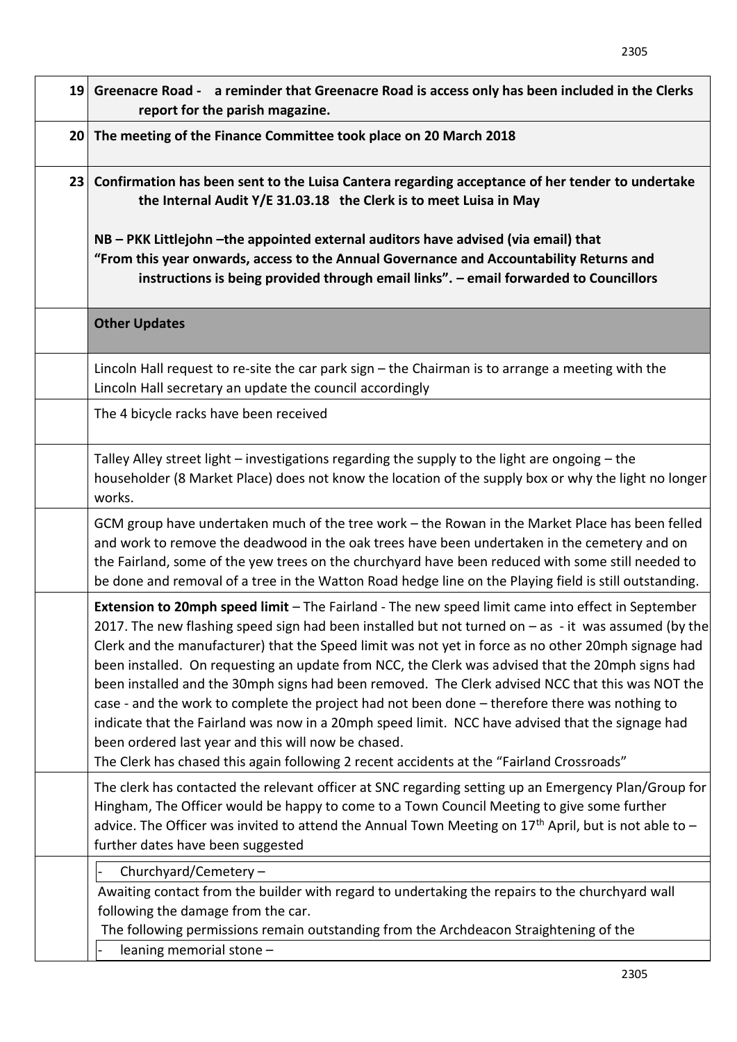| | |
|---|---|
| **19** | **Greenacre Road - a reminder that Greenacre Road is access only has been included in the Clerks report for the parish magazine.** |
| **20** | **The meeting of the Finance Committee took place on 20 March 2018** |
| **23** | **Confirmation has been sent to the Luisa Cantera regarding acceptance of her tender to undertake the Internal Audit Y/E 31.03.18 the Clerk is to meet Luisa in May**<br><br>**NB – PKK Littlejohn –the appointed external auditors have advised (via email) that "From this year onwards, access to the Annual Governance and Accountability Returns and instructions is being provided through email links". – email forwarded to Councillors** |
| | **Other Updates** |
| | Lincoln Hall request to re-site the car park sign – the Chairman is to arrange a meeting with the Lincoln Hall secretary an update the council accordingly |
| | The 4 bicycle racks have been received |
| | Talley Alley street light – investigations regarding the supply to the light are ongoing – the householder (8 Market Place) does not know the location of the supply box or why the light no longer works. |
| | GCM group have undertaken much of the tree work – the Rowan in the Market Place has been felled and work to remove the deadwood in the oak trees have been undertaken in the cemetery and on the Fairland, some of the yew trees on the churchyard have been reduced with some still needed to be done and removal of a tree in the Watton Road hedge line on the Playing field is still outstanding. |
| | **Extension to 20mph speed limit** – The Fairland - The new speed limit came into effect in September 2017. The new flashing speed sign had been installed but not turned on – as - it was assumed (by the Clerk and the manufacturer) that the Speed limit was not yet in force as no other 20mph signage had been installed. On requesting an update from NCC, the Clerk was advised that the 20mph signs had been installed and the 30mph signs had been removed. The Clerk advised NCC that this was NOT the case - and the work to complete the project had not been done – therefore there was nothing to indicate that the Fairland was now in a 20mph speed limit. NCC have advised that the signage had been ordered last year and this will now be chased.<br>The Clerk has chased this again following 2 recent accidents at the "Fairland Crossroads" |
| | The clerk has contacted the relevant officer at SNC regarding setting up an Emergency Plan/Group for Hingham, The Officer would be happy to come to a Town Council Meeting to give some further advice. The Officer was invited to attend the Annual Town Meeting on 17th April, but is not able to – further dates have been suggested |
| | - Churchyard/Cemetery –<br>Awaiting contact from the builder with regard to undertaking the repairs to the churchyard wall following the damage from the car.<br>The following permissions remain outstanding from the Archdeacon Straightening of the<br>- leaning memorial stone – |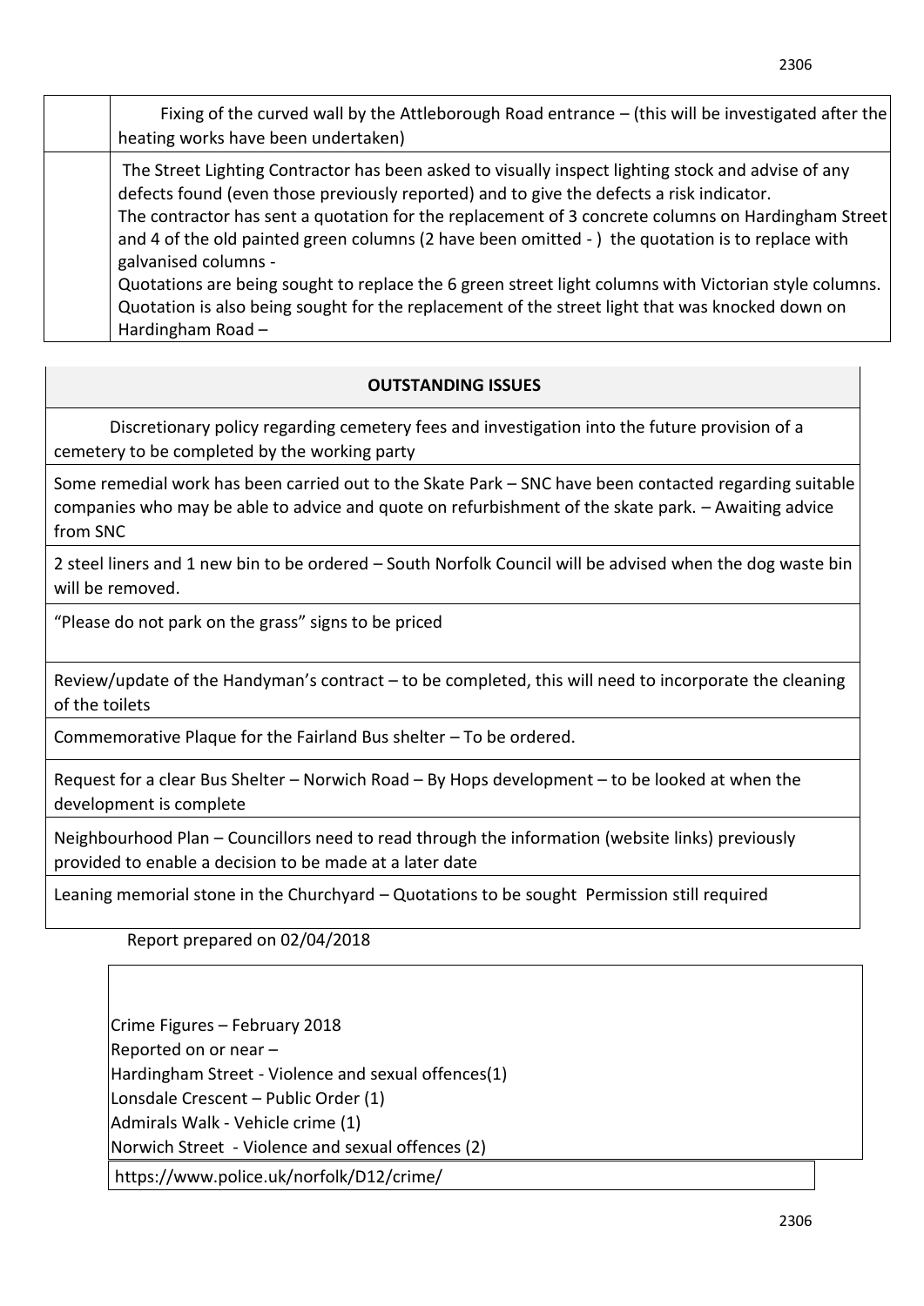| | |
|---|---|
| | Fixing of the curved wall by the Attleborough Road entrance – (this will be investigated after the heating works have been undertaken) |
| | The Street Lighting Contractor has been asked to visually inspect lighting stock and advise of any defects found (even those previously reported) and to give the defects a risk indicator. The contractor has sent a quotation for the replacement of 3 concrete columns on Hardingham Street and 4 of the old painted green columns (2 have been omitted - ) the quotation is to replace with galvanised columns - Quotations are being sought to replace the 6 green street light columns with Victorian style columns. Quotation is also being sought for the replacement of the street light that was knocked down on Hardingham Road – |

| OUTSTANDING ISSUES |
|---|
| Discretionary policy regarding cemetery fees and investigation into the future provision of a cemetery to be completed by the working party |
| Some remedial work has been carried out to the Skate Park – SNC have been contacted regarding suitable companies who may be able to advice and quote on refurbishment of the skate park. – Awaiting advice from SNC |
| 2 steel liners and 1 new bin to be ordered – South Norfolk Council will be advised when the dog waste bin will be removed. |
| "Please do not park on the grass" signs to be priced |
| Review/update of the Handyman's contract – to be completed, this will need to incorporate the cleaning of the toilets |
| Commemorative Plaque for the Fairland Bus shelter – To be ordered. |
| Request for a clear Bus Shelter – Norwich Road – By Hops development – to be looked at when the development is complete |
| Neighbourhood Plan – Councillors need to read through the information (website links) previously provided to enable a decision to be made at a later date |
| Leaning memorial stone in the Churchyard – Quotations to be sought Permission still required |

Report prepared on 02/04/2018

Crime Figures – February 2018
Reported on or near –
Hardingham Street - Violence and sexual offences(1)
Lonsdale Crescent – Public Order (1)
Admirals Walk - Vehicle crime (1)
Norwich Street - Violence and sexual offences (2)

https://www.police.uk/norfolk/D12/crime/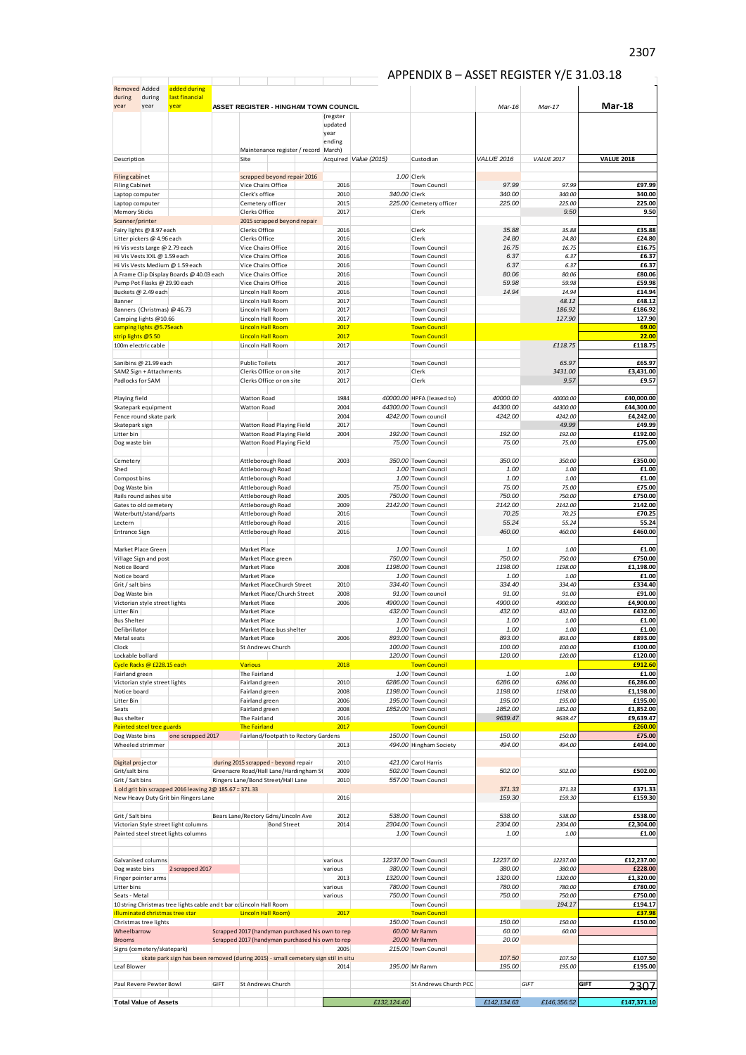# APPENDIX B – ASSET REGISTER Y/E 31.03.18

| Removed during year | Added during year | added during last financial year | ASSET REGISTER - HINGHAM TOWN COUNCIL | | | | Mar-16 | Mar-17 | Mar-18 |
|---|---|---|---|---|---|---|---|---|---|
| Description | | | Site<br>Maintenance register / record | Acquired (regster updated year ending March) | Value (2015) | Custodian | VALUE 2016 | VALUE 2017 | VALUE 2018 |
| Filing cabinet | | | scrapped beyond repair 2016 | | 1.00 | Clerk | | | |
| Filing Cabinet | | | Vice Chairs Office | 2016 | | Town Council | 97.99 | 97.99 | £97.99 |
| Laptop computer | | | Clerk's office | 2010 | 340.00 | Clerk | 340.00 | 340.00 | 340.00 |
| Laptop computer | | | Cemetery officer | 2015 | 225.00 | Cemetery officer | 225.00 | 225.00 | 225.00 |
| Memory Sticks | | | Clerks Office | 2017 | | Clerk | | 9.50 | 9.50 |
| Scanner/printer | | | 2015 scrapped beyond repair | | | | | | |
| Fairy lights @ 8.97 each | | | Clerks Office | 2016 | | Clerk | 35.88 | 35.88 | £35.88 |
| Litter pickers @ 4.96 each | | | Clerks Office | 2016 | | Clerk | 24.80 | 24.80 | £24.80 |
| Hi Vis vests Large @ 2.79 each | | | Vice Chairs Office | 2016 | | Town Council | 16.75 | 16.75 | £16.75 |
| Hi Vis Vests XXL @ 1.59 each | | | Vice Chairs Office | 2016 | | Town Council | 6.37 | 6.37 | £6.37 |
| Hi Vis Vests Medium @ 1.59 each | | | Vice Chairs Office | 2016 | | Town Council | 6.37 | 6.37 | £6.37 |
| A Frame Clip Display Boards @ 40.03 each | | | Vice Chairs Office | 2016 | | Town Council | 80.06 | 80.06 | £80.06 |
| Pump Pot Flasks @ 29.90 each | | | Vice Chairs Office | 2016 | | Town Council | 59.98 | 59.98 | £59.98 |
| Buckets @ 2.49 each | | | Lincoln Hall Room | 2016 | | Town Council | 14.94 | 14.94 | £14.94 |
| Banner | | | Lincoln Hall Room | 2017 | | Town Council | | 48.12 | £48.12 |
| Banners (Christmas) @ 46.73 | | | Lincoln Hall Room | 2017 | | Town Council | | 186.92 | £186.92 |
| Camping lights @10.66 | | | Lincoln Hall Room | 2017 | | Town Council | | 127.90 | 127.90 |
| camping lights @5.75each | | | Lincoln Hall Room | 2017 | | Town Council | | | 69.00 |
| strip lights @5.50 | | | Lincoln Hall Room | 2017 | | Town Council | | | 22.00 |
| 100m electric cable | | | Lincoln Hall Room | 2017 | | Town Council | | £118.75 | £118.75 |
| Sanibins @ 21.99 each | | | Public Toilets | 2017 | | Town Council | | 65.97 | £65.97 |
| SAM2 Sign + Attachments | | | Clerks Office or on site | 2017 | | Clerk | | 3431.00 | £3,431.00 |
| Padlocks for SAM | | | Clerks Office or on site | 2017 | | Clerk | | 9.57 | £9.57 |
| Playing field | | | Watton Road | 1984 | 40000.00 | HPFA (leased to) | 40000.00 | 40000.00 | £40,000.00 |
| Skatepark equipment | | | Watton Road | 2004 | 44300.00 | Town Council | 44300.00 | 44300.00 | £44,300.00 |
| Fence round skate park | | | | 2004 | 4242.00 | Town council | 4242.00 | 4242.00 | £4,242.00 |
| Skatepark sign | | | Wattton Road Playing Field | 2017 | | Town Council | | 49.99 | £49.99 |
| Litter bin | | | Watton Road Playing Field | 2004 | 192.00 | Town Council | 192.00 | 192.00 | £192.00 |
| Dog waste bin | | | Watton Road Playing Field | | 75.00 | Town Council | 75.00 | 75.00 | £75.00 |
| Cemetery | | | Attleborough Road | 2003 | 350.00 | Town Council | 350.00 | 350.00 | £350.00 |
| Shed | | | Attleborough Road | | 1.00 | Town Council | 1.00 | 1.00 | £1.00 |
| Compost bins | | | Attleborough Road | | 1.00 | Town Council | 1.00 | 1.00 | £1.00 |
| Dog Waste bin | | | Attleborough Road | | 75.00 | Town Council | 75.00 | 75.00 | £75.00 |
| Rails round ashes site | | | Attleborough Road | 2005 | 750.00 | Town Council | 750.00 | 750.00 | £750.00 |
| Gates to old cemetery | | | Attleborough Road | 2009 | 2142.00 | Town Council | 2142.00 | 2142.00 | 2142.00 |
| Waterbutt/stand/parts | | | Attleborough Road | 2016 | | Town Council | 70.25 | 70.25 | £70.25 |
| Lectern | | | Attleborough Road | 2016 | | Town Council | 55.24 | 55.24 | 55.24 |
| Entrance Sign | | | Attleborough Road | 2016 | | Town Council | 460.00 | 460.00 | £460.00 |
| Market Place Green | | | Market Place | | 1.00 | Town Council | 1.00 | 1.00 | £1.00 |
| Village Sign and post | | | Market Place green | | 750.00 | Town Council | 750.00 | 750.00 | £750.00 |
| Notice Board | | | Market Place | 2008 | 1198.00 | Town Council | 1198.00 | 1198.00 | £1,198.00 |
| Notice board | | | Market Place | | 1.00 | Town Council | 1.00 | 1.00 | £1.00 |
| Grit / salt bins | | | Market PlaceChurch Street | 2010 | 334.40 | Town Council | 334.40 | 334.40 | £334.40 |
| Dog Waste bin | | | Market Place/Church Street | 2008 | 91.00 | Town council | 91.00 | 91.00 | £91.00 |
| Victorian style street lights | | | Market Place | 2006 | 4900.00 | Town Council | 4900.00 | 4900.00 | £4,900.00 |
| Litter Bin | | | Market Place | | 432.00 | Town Council | 432.00 | 432.00 | £432.00 |
| Bus Shelter | | | Market Place | | 1.00 | Town Council | 1.00 | 1.00 | £1.00 |
| Defibrillator | | | Market Place bus shelter | | 1.00 | Town Council | 1.00 | 1.00 | £1.00 |
| Metal seats | | | Market Place | 2006 | 893.00 | Town Council | 893.00 | 893.00 | £893.00 |
| Clock | | | St Andrews Church | | 100.00 | Town Council | 100.00 | 100.00 | £100.00 |
| Lockable bollard | | | | | 120.00 | Town Council | 120.00 | 120.00 | £120.00 |
| Cycle Racks @ £228.15 each | | | Various | 2018 | | Town Council | | | £912.60 |
| Fairland green | | | The Fairland | | 1.00 | Town Council | 1.00 | 1.00 | £1.00 |
| Victorian style street lights | | | Fairland green | 2010 | 6286.00 | Town Council | 6286.00 | 6286.00 | £6,286.00 |
| Notice board | | | Fairland green | 2008 | 1198.00 | Town Council | 1198.00 | 1198.00 | £1,198.00 |
| Litter Bin | | | Fairland green | 2006 | 195.00 | Town Council | 195.00 | 195.00 | £195.00 |
| Seats | | | Fairland green | 2008 | 1852.00 | Town Council | 1852.00 | 1852.00 | £1,852.00 |
| Bus shelter | | | The Fairland | 2016 | | Town Council | 9639.47 | 9639.47 | £9,639.47 |
| Painted steel tree guards | | | The Fairland | 2017 | | Town Council | | | £260.00 |
| Dog Waste bins | one scrapped 2017 | | Fairland/footpath to Rectory Gardens | | 150.00 | Town Council | 150.00 | 150.00 | £75.00 |
| Wheeled strimmer | | | | 2013 | 494.00 | Hingham Society | 494.00 | 494.00 | £494.00 |
| Digital projector | | | during 2015 scrapped - beyond repair | 2010 | 421.00 | Carol Harris | | | |
| Grit/salt bins | | | Greenacre Road/Hall Lane/Hardingham St | 2009 | 502.00 | Town Council | 502.00 | 502.00 | £502.00 |
| Grit / Salt bins | | | Ringers Lane/Bond Street/Hall Lane | 2010 | 557.00 | Town Council | | | |
| 1 old grit bin scrapped 2016 leaving 2@ 185.67 = 371.33 | | | | | | | 371.33 | 371.33 | £371.33 |
| New Heavy Duty Grit bin Ringers Lane | | | | 2016 | | | 159.30 | 159.30 | £159.30 |
| Grit / Salt bins | | | Bears Lane/Rectory Gdns/Lincoln Ave | 2012 | 538.00 | Town Council | 538.00 | 538.00 | £538.00 |
| Victorian Style street light columns | | | Bond Street | 2014 | 2304.00 | Town Council | 2304.00 | 2304.00 | £2,304.00 |
| Painted steel street lights columns | | | | | 1.00 | Town Council | 1.00 | 1.00 | £1.00 |
| Galvanised columns | | | | various | 12237.00 | Town Council | 12237.00 | 12237.00 | £12,237.00 |
| Dog waste bins | 2 scrapped 2017 | | | various | 380.00 | Town Council | 380.00 | 380.00 | £228.00 |
| Finger pointer arms | | | | 2013 | 1320.00 | Town Council | 1320.00 | 1320.00 | £1,320.00 |
| Litter bins | | | | various | 780.00 | Town Council | 780.00 | 780.00 | £780.00 |
| Seats - Metal | | | | various | 750.00 | Town Council | 750.00 | 750.00 | £750.00 |
| 10 string Christmas tree lights cable and t bar co | | | Lincoln Hall Room | | | Town Council | | 194.17 | £194.17 |
| illuminated christmas tree star | | | Lincoln Hall Room) | 2017 | | Town Council | | | £37.98 |
| Christmas tree lights | | | | | 150.00 | Town Council | 150.00 | 150.00 | £150.00 |
| Wheelbarrow | | | Scrapped 2017 (handyman purchased his own to rep | | 60.00 | Mr Ramm | 60.00 | 60.00 | |
| Brooms | | | Scrapped 2017 (handyman purchased his own to rep | | 20.00 | Mr Ramm | 20.00 | | |
| Signs (cemetery/skatepark) | | | | 2005 | 215.00 | Town Council | | | |
| skate park sign has been removed (during 2015) - small cemetery sign stil in situ | | | | | | | 107.50 | 107.50 | £107.50 |
| Leaf Blower | | | | 2014 | 195.00 | Mr Ramm | 195.00 | 195.00 | £195.00 |
| Paul Revere Pewter Bowl | | GIFT | St Andrews Church | | | St Andrews Church PCC | | GIFT | GIFT |
| **Total Value of Assets** | | | | | £132,124.40 | | £142,134.63 | £146,356.52 | £147,371.10 |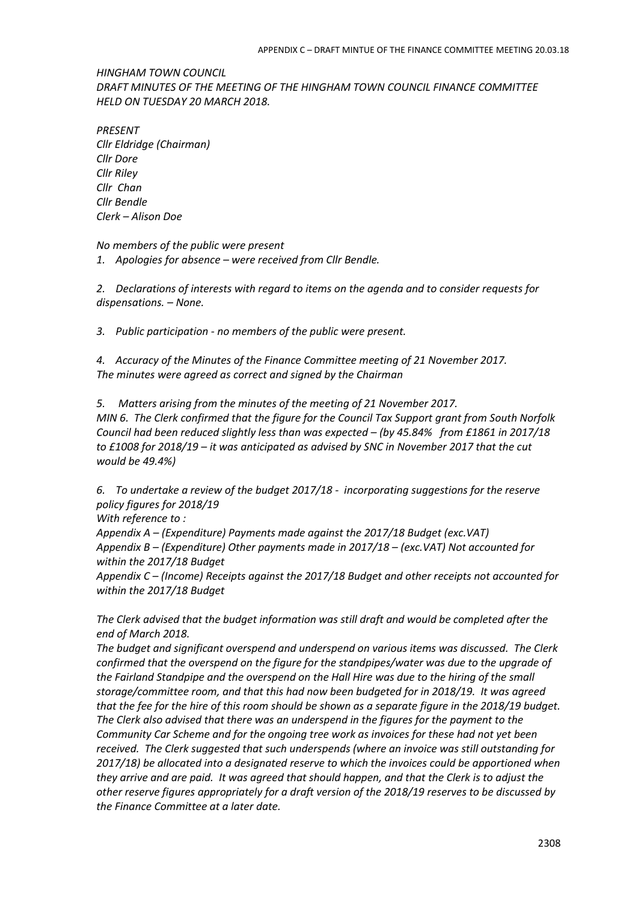*HINGHAM TOWN COUNCIL*
*DRAFT MINUTES OF THE MEETING OF THE HINGHAM TOWN COUNCIL FINANCE COMMITTEE HELD ON TUESDAY 20 MARCH 2018.*

*PRESENT*
*Cllr Eldridge (Chairman)*
*Cllr Dore*
*Cllr Riley*
*Cllr Chan*
*Cllr Bendle*
*Clerk – Alison Doe*

*No members of the public were present*

1. *Apologies for absence – were received from Cllr Bendle.*

2. *Declarations of interests with regard to items on the agenda and to consider requests for dispensations. – None.*

3. *Public participation - no members of the public were present.*

4. *Accuracy of the Minutes of the Finance Committee meeting of 21 November 2017.*
*The minutes were agreed as correct and signed by the Chairman*

5. *Matters arising from the minutes of the meeting of 21 November 2017.*
*MIN 6. The Clerk confirmed that the figure for the Council Tax Support grant from South Norfolk Council had been reduced slightly less than was expected – (by 45.84% from £1861 in 2017/18 to £1008 for 2018/19 – it was anticipated as advised by SNC in November 2017 that the cut would be 49.4%)*

6. *To undertake a review of the budget 2017/18 - incorporating suggestions for the reserve policy figures for 2018/19*
*With reference to :*
*Appendix A – (Expenditure) Payments made against the 2017/18 Budget (exc.VAT)*
*Appendix B – (Expenditure) Other payments made in 2017/18 – (exc.VAT) Not accounted for within the 2017/18 Budget*
*Appendix C – (Income) Receipts against the 2017/18 Budget and other receipts not accounted for within the 2017/18 Budget*

*The Clerk advised that the budget information was still draft and would be completed after the end of March 2018.*
*The budget and significant overspend and underspend on various items was discussed. The Clerk confirmed that the overspend on the figure for the standpipes/water was due to the upgrade of the Fairland Standpipe and the overspend on the Hall Hire was due to the hiring of the small storage/committee room, and that this had now been budgeted for in 2018/19. It was agreed that the fee for the hire of this room should be shown as a separate figure in the 2018/19 budget. The Clerk also advised that there was an underspend in the figures for the payment to the Community Car Scheme and for the ongoing tree work as invoices for these had not yet been received. The Clerk suggested that such underspends (where an invoice was still outstanding for 2017/18) be allocated into a designated reserve to which the invoices could be apportioned when they arrive and are paid. It was agreed that should happen, and that the Clerk is to adjust the other reserve figures appropriately for a draft version of the 2018/19 reserves to be discussed by the Finance Committee at a later date.*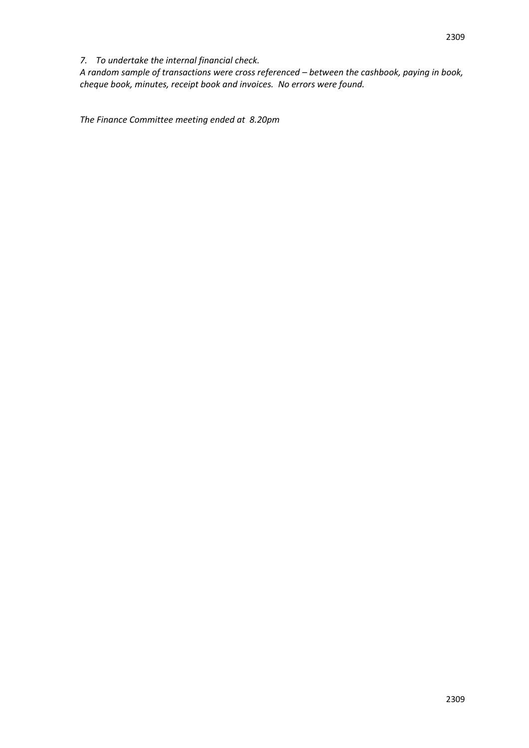*7. To undertake the internal financial check.*

*A random sample of transactions were cross referenced – between the cashbook, paying in book, cheque book, minutes, receipt book and invoices. No errors were found.*

*The Finance Committee meeting ended at 8.20pm*